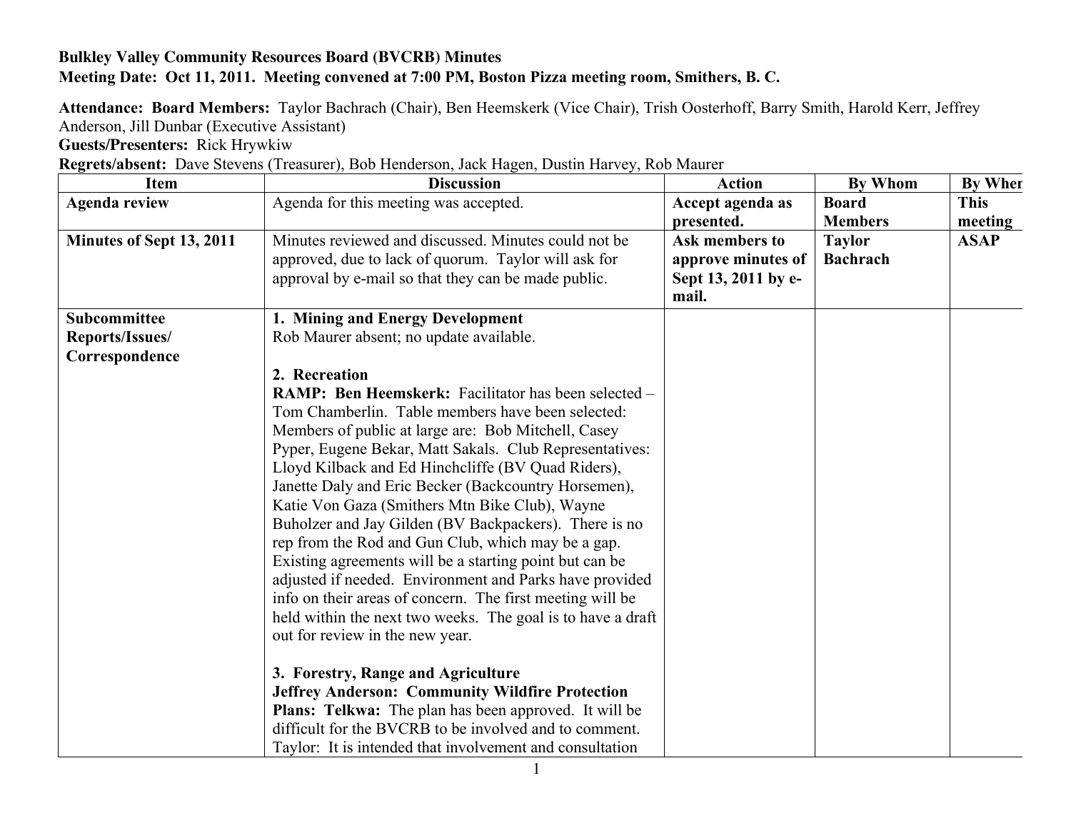**Bulkley Valley Community Resources Board (BVCRB) Minutes**
**Meeting Date: Oct 11, 2011. Meeting convened at 7:00 PM, Boston Pizza meeting room, Smithers, B. C.**

**Attendance: Board Members:** Taylor Bachrach (Chair), Ben Heemskerk (Vice Chair), Trish Oosterhoff, Barry Smith, Harold Kerr, Jeffrey Anderson, Jill Dunbar (Executive Assistant)
**Guests/Presenters:** Rick Hrywkiw
**Regrets/absent:** Dave Stevens (Treasurer), Bob Henderson, Jack Hagen, Dustin Harvey, Rob Maurer

| Item | Discussion | Action | By Whom | By When |
|---|---|---|---|---|
| **Agenda review** | Agenda for this meeting was accepted. | **Accept agenda as presented.** | **Board Members** | **This meeting** |
| **Minutes of Sept 13, 2011** | Minutes reviewed and discussed. Minutes could not be approved, due to lack of quorum. Taylor will ask for approval by e-mail so that they can be made public. | **Ask members to approve minutes of Sept 13, 2011 by e-mail.** | **Taylor Bachrach** | **ASAP** |
| **Subcommittee Reports/Issues/ Correspondence** | **1. Mining and Energy Development**<br>Rob Maurer absent; no update available.<br><br>**2. Recreation**<br>**RAMP: Ben Heemskerk:** Facilitator has been selected – Tom Chamberlin. Table members have been selected: Members of public at large are: Bob Mitchell, Casey Pyper, Eugene Bekar, Matt Sakals. Club Representatives: Lloyd Kilback and Ed Hinchcliffe (BV Quad Riders), Janette Daly and Eric Becker (Backcountry Horsemen), Katie Von Gaza (Smithers Mtn Bike Club), Wayne Buholzer and Jay Gilden (BV Backpackers). There is no rep from the Rod and Gun Club, which may be a gap. Existing agreements will be a starting point but can be adjusted if needed. Environment and Parks have provided info on their areas of concern. The first meeting will be held within the next two weeks. The goal is to have a draft out for review in the new year.<br><br>**3. Forestry, Range and Agriculture**<br>**Jeffrey Anderson: Community Wildfire Protection Plans: Telkwa:** The plan has been approved. It will be difficult for the BVCRB to be involved and to comment. Taylor: It is intended that involvement and consultation | | | |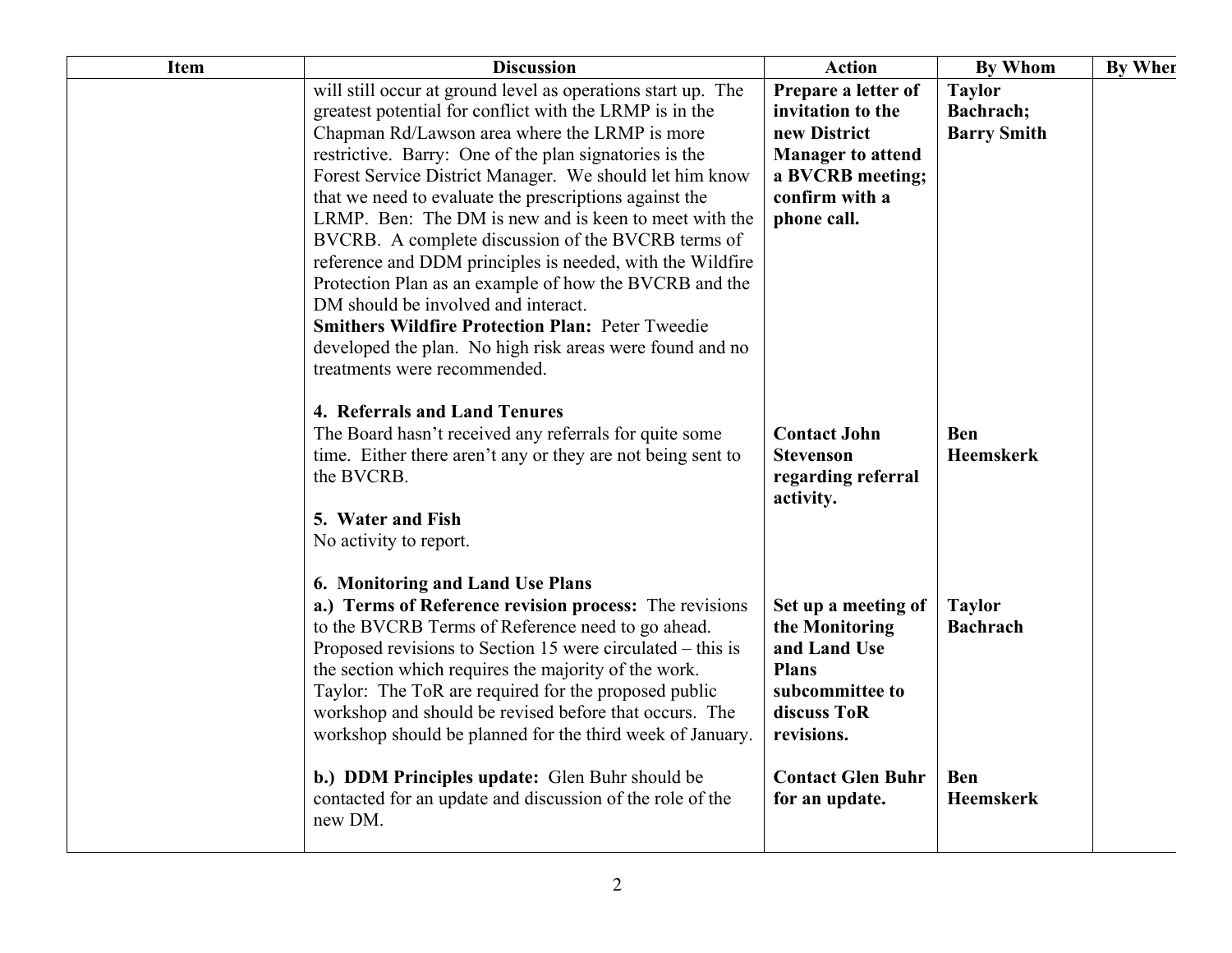| Item | Discussion | Action | By Whom | By Wher |
|---|---|---|---|---|
| | will still occur at ground level as operations start up. The greatest potential for conflict with the LRMP is in the Chapman Rd/Lawson area where the LRMP is more restrictive. Barry: One of the plan signatories is the Forest Service District Manager. We should let him know that we need to evaluate the prescriptions against the LRMP. Ben: The DM is new and is keen to meet with the BVCRB. A complete discussion of the BVCRB terms of reference and DDM principles is needed, with the Wildfire Protection Plan as an example of how the BVCRB and the DM should be involved and interact.<br>**Smithers Wildfire Protection Plan:** Peter Tweedie developed the plan. No high risk areas were found and no treatments were recommended. | **Prepare a letter of invitation to the new District Manager to attend a BVCRB meeting; confirm with a phone call.** | **Taylor Bachrach; Barry Smith** | |
| | **4. Referrals and Land Tenures**<br>The Board hasn't received any referrals for quite some time. Either there aren't any or they are not being sent to the BVCRB. | **Contact John Stevenson regarding referral activity.** | **Ben Heemskerk** | |
| | **5. Water and Fish**<br>No activity to report. | | | |
| | **6. Monitoring and Land Use Plans**<br>**a.) Terms of Reference revision process:** The revisions to the BVCRB Terms of Reference need to go ahead. Proposed revisions to Section 15 were circulated – this is the section which requires the majority of the work. Taylor: The ToR are required for the proposed public workshop and should be revised before that occurs. The workshop should be planned for the third week of January. | **Set up a meeting of the Monitoring and Land Use Plans subcommittee to discuss ToR revisions.** | **Taylor Bachrach** | |
| | **b.) DDM Principles update:** Glen Buhr should be contacted for an update and discussion of the role of the new DM. | **Contact Glen Buhr for an update.** | **Ben Heemskerk** | |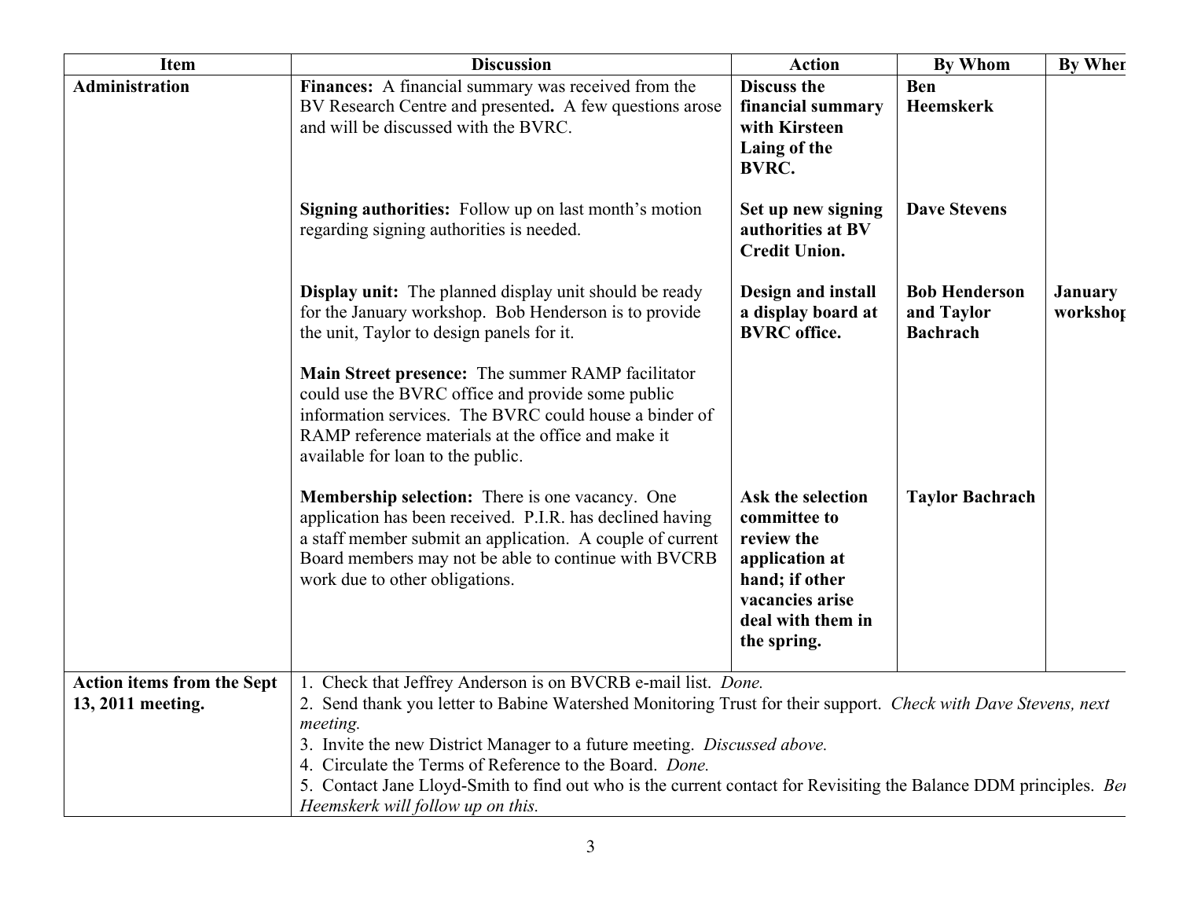| Item | Discussion | Action | By Whom | By When |
|---|---|---|---|---|
| **Administration** | **Finances:** A financial summary was received from the BV Research Centre and presented**.** A few questions arose and will be discussed with the BVRC. | **Discuss the financial summary with Kirsteen Laing of the BVRC.** | **Ben Heemskerk** | |
| | **Signing authorities:** Follow up on last month's motion regarding signing authorities is needed. | **Set up new signing authorities at BV Credit Union.** | **Dave Stevens** | |
| | **Display unit:** The planned display unit should be ready for the January workshop. Bob Henderson is to provide the unit, Taylor to design panels for it. | **Design and install a display board at BVRC office.** | **Bob Henderson and Taylor Bachrach** | **January workshop** |
| | **Main Street presence:** The summer RAMP facilitator could use the BVRC office and provide some public information services. The BVRC could house a binder of RAMP reference materials at the office and make it available for loan to the public. | | | |
| | **Membership selection:** There is one vacancy. One application has been received. P.I.R. has declined having a staff member submit an application. A couple of current Board members may not be able to continue with BVCRB work due to other obligations. | **Ask the selection committee to review the application at hand; if other vacancies arise deal with them in the spring.** | **Taylor Bachrach** | |
| **Action items from the Sept 13, 2011 meeting.** | 1. Check that Jeffrey Anderson is on BVCRB e-mail list. *Done.*<br>2. Send thank you letter to Babine Watershed Monitoring Trust for their support. *Check with Dave Stevens, next meeting.*<br>3. Invite the new District Manager to a future meeting. *Discussed above.*<br>4. Circulate the Terms of Reference to the Board. *Done.*<br>5. Contact Jane Lloyd-Smith to find out who is the current contact for Revisiting the Balance DDM principles. *Ben Heemskerk will follow up on this.* | | | |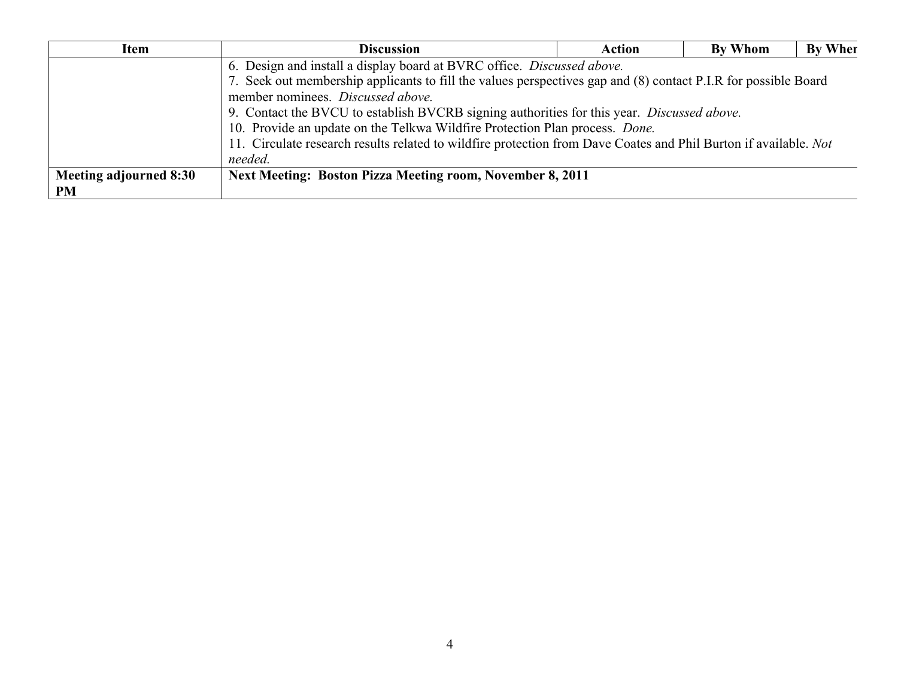| Item | Discussion | Action | By Whom | By Wher |
|---|---|---|---|---|
| | 6. Design and install a display board at BVRC office. *Discussed above.*<br>7. Seek out membership applicants to fill the values perspectives gap and (8) contact P.I.R for possible Board member nominees. *Discussed above.*<br>9. Contact the BVCU to establish BVCRB signing authorities for this year. *Discussed above.*<br>10. Provide an update on the Telkwa Wildfire Protection Plan process. *Done.*<br>11. Circulate research results related to wildfire protection from Dave Coates and Phil Burton if available. *Not needed.* | | | |
| **Meeting adjourned 8:30 PM** | **Next Meeting: Boston Pizza Meeting room, November 8, 2011** | | | |